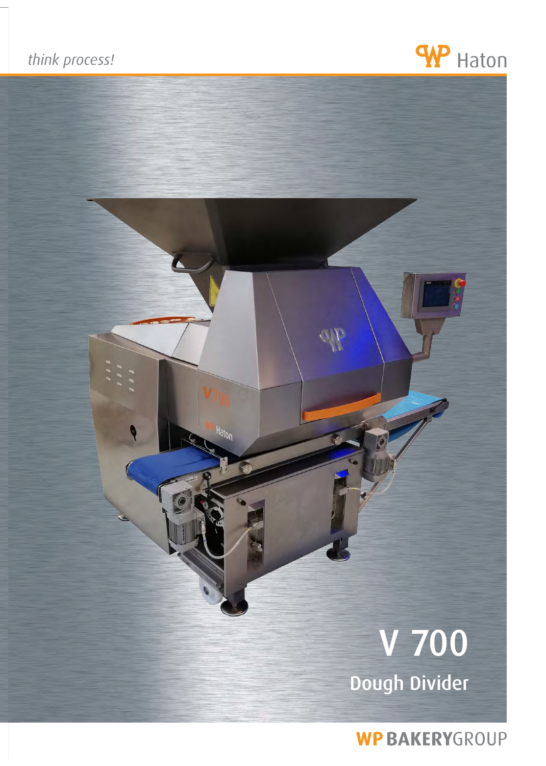*think process!*

Haton

# V 700

## Dough Divider

WP BAKERYGROUP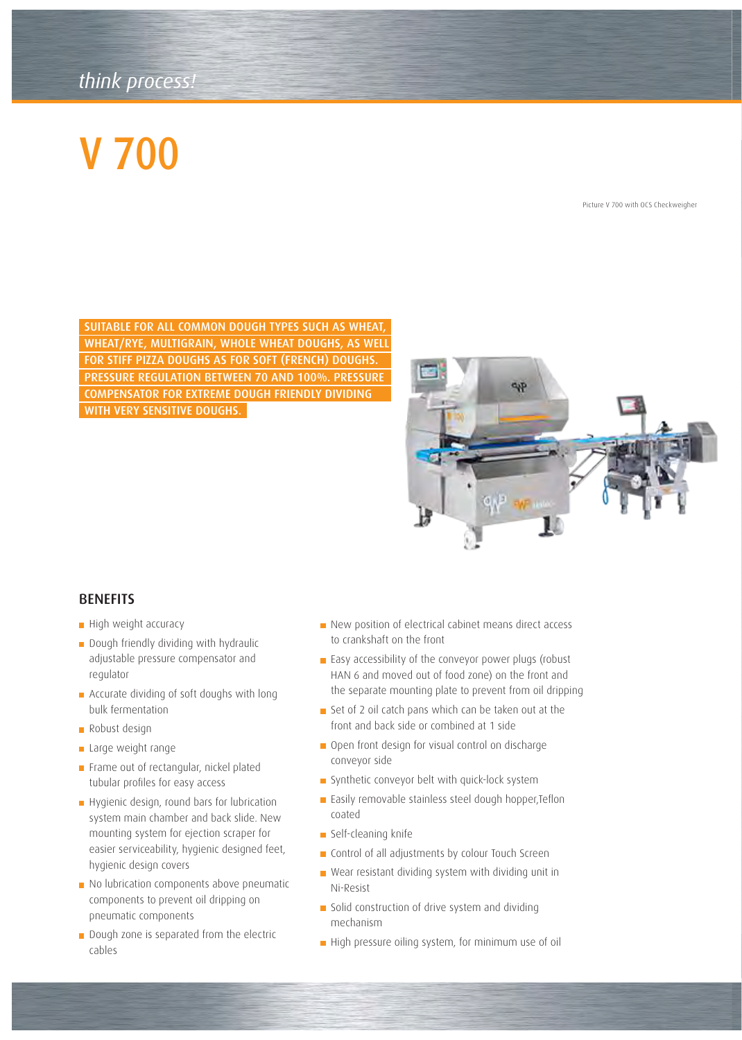*think process!*

# V 700

Picture V 700 with OCS Checkweigher

**SUITABLE FOR ALL COMMON DOUGH TYPES SUCH AS WHEAT, WHEAT/RYE, MULTIGRAIN, WHOLE WHEAT DOUGHS, AS WELL FOR STIFF PIZZA DOUGHS AS FOR SOFT (FRENCH) DOUGHS. PRESSURE REGULATION BETWEEN 70 AND 100%. PRESSURE COMPENSATOR FOR EXTREME DOUGH FRIENDLY DIVIDING WITH VERY SENSITIVE DOUGHS.**

## BENEFITS

- High weight accuracy
- Dough friendly dividing with hydraulic adjustable pressure compensator and regulator
- Accurate dividing of soft doughs with long bulk fermentation
- Robust design
- Large weight range
- Frame out of rectangular, nickel plated tubular profiles for easy access
- Hygienic design, round bars for lubrication system main chamber and back slide. New mounting system for ejection scraper for easier serviceability, hygienic designed feet, hygienic design covers
- No lubrication components above pneumatic components to prevent oil dripping on pneumatic components
- Dough zone is separated from the electric cables
- New position of electrical cabinet means direct access to crankshaft on the front
- Easy accessibility of the conveyor power plugs (robust HAN 6 and moved out of food zone) on the front and the separate mounting plate to prevent from oil dripping
- Set of 2 oil catch pans which can be taken out at the front and back side or combined at 1 side
- Open front design for visual control on discharge conveyor side
- Synthetic conveyor belt with quick-lock system
- Easily removable stainless steel dough hopper,Teflon coated
- Self-cleaning knife
- Control of all adjustments by colour Touch Screen
- Wear resistant dividing system with dividing unit in Ni-Resist
- Solid construction of drive system and dividing mechanism
- High pressure oiling system, for minimum use of oil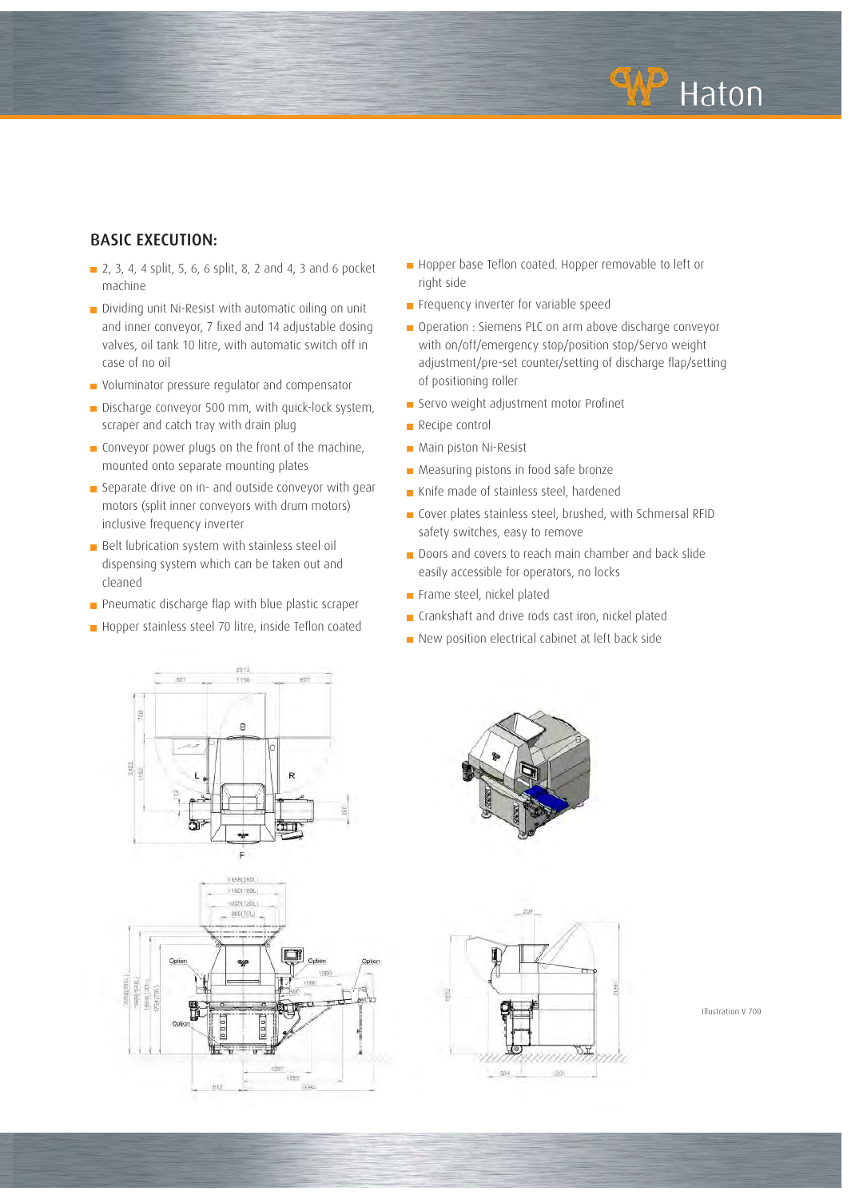## BASIC EXECUTION:

- 2, 3, 4, 4 split, 5, 6, 6 split, 8, 2 and 4, 3 and 6 pocket machine
- Dividing unit Ni-Resist with automatic oiling on unit and inner conveyor, 7 fixed and 14 adjustable dosing valves, oil tank 10 litre, with automatic switch off in case of no oil
- Voluminator pressure regulator and compensator
- Discharge conveyor 500 mm, with quick-lock system, scraper and catch tray with drain plug
- Conveyor power plugs on the front of the machine, mounted onto separate mounting plates
- Separate drive on in- and outside conveyor with gear motors (split inner conveyors with drum motors) inclusive frequency inverter
- Belt lubrication system with stainless steel oil dispensing system which can be taken out and cleaned
- Pneumatic discharge flap with blue plastic scraper
- Hopper stainless steel 70 litre, inside Teflon coated
- Hopper base Teflon coated. Hopper removable to left or right side
- Frequency inverter for variable speed
- Operation : Siemens PLC on arm above discharge conveyor with on/off/emergency stop/position stop/Servo weight adjustment/pre-set counter/setting of discharge flap/setting of positioning roller
- Servo weight adjustment motor Profinet
- Recipe control
- Main piston Ni-Resist
- Measuring pistons in food safe bronze
- Knife made of stainless steel, hardened
- Cover plates stainless steel, brushed, with Schmersal RFID safety switches, easy to remove
- Doors and covers to reach main chamber and back slide easily accessible for operators, no locks
- Frame steel, nickel plated
- Crankshaft and drive rods cast iron, nickel plated
- New position electrical cabinet at left back side

Illustration V 700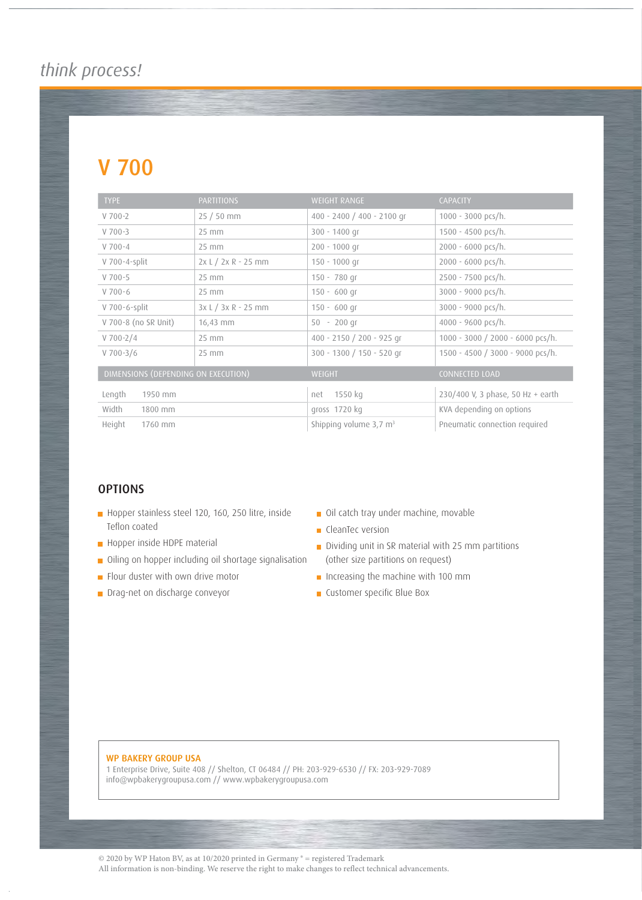*think process!*

# V 700

| TYPE | PARTITIONS | WEIGHT RANGE | CAPACITY |
|---|---|---|---|
| V 700-2 | 25 / 50 mm | 400 - 2400 / 400 - 2100 gr | 1000 - 3000 pcs/h. |
| V 700-3 | 25 mm | 300 - 1400 gr | 1500 - 4500 pcs/h. |
| V 700-4 | 25 mm | 200 - 1000 gr | 2000 - 6000 pcs/h. |
| V 700-4-split | 2x L / 2x R - 25 mm | 150 - 1000 gr | 2000 - 6000 pcs/h. |
| V 700-5 | 25 mm | 150 - 780 gr | 2500 - 7500 pcs/h. |
| V 700-6 | 25 mm | 150 - 600 gr | 3000 - 9000 pcs/h. |
| V 700-6-split | 3x L / 3x R - 25 mm | 150 - 600 gr | 3000 - 9000 pcs/h. |
| V 700-8 (no SR Unit) | 16,43 mm | 50 - 200 gr | 4000 - 9600 pcs/h. |
| V 700-2/4 | 25 mm | 400 - 2150 / 200 - 925 gr | 1000 - 3000 / 2000 - 6000 pcs/h. |
| V 700-3/6 | 25 mm | 300 - 1300 / 150 - 520 gr | 1500 - 4500 / 3000 - 9000 pcs/h. |

| DIMENSIONS (DEPENDING ON EXECUTION) | WEIGHT | CONNECTED LOAD |
|---|---|---|
| Length 1950 mm | net 1550 kg | 230/400 V, 3 phase, 50 Hz + earth |
| Width 1800 mm | gross 1720 kg | KVA depending on options |
| Height 1760 mm | Shipping volume 3,7 $m^3$ | Pneumatic connection required |

## OPTIONS

- Hopper stainless steel 120, 160, 250 litre, inside Teflon coated
- Hopper inside HDPE material
- Oiling on hopper including oil shortage signalisation
- Flour duster with own drive motor
- Drag-net on discharge conveyor
- Oil catch tray under machine, movable
- CleanTec version
- Dividing unit in SR material with 25 mm partitions (other size partitions on request)
- Increasing the machine with 100 mm
- Customer specific Blue Box

**WP BAKERY GROUP USA**
1 Enterprise Drive, Suite 408 // Shelton, CT 06484 // PH: 203-929-6530 // FX: 203-929-7089
info@wpbakerygroupusa.com // www.wpbakerygroupusa.com

© 2020 by WP Haton BV, as at 10/2020 printed in Germany ® = registered Trademark
All information is non-binding. We reserve the right to make changes to reflect technical advancements.